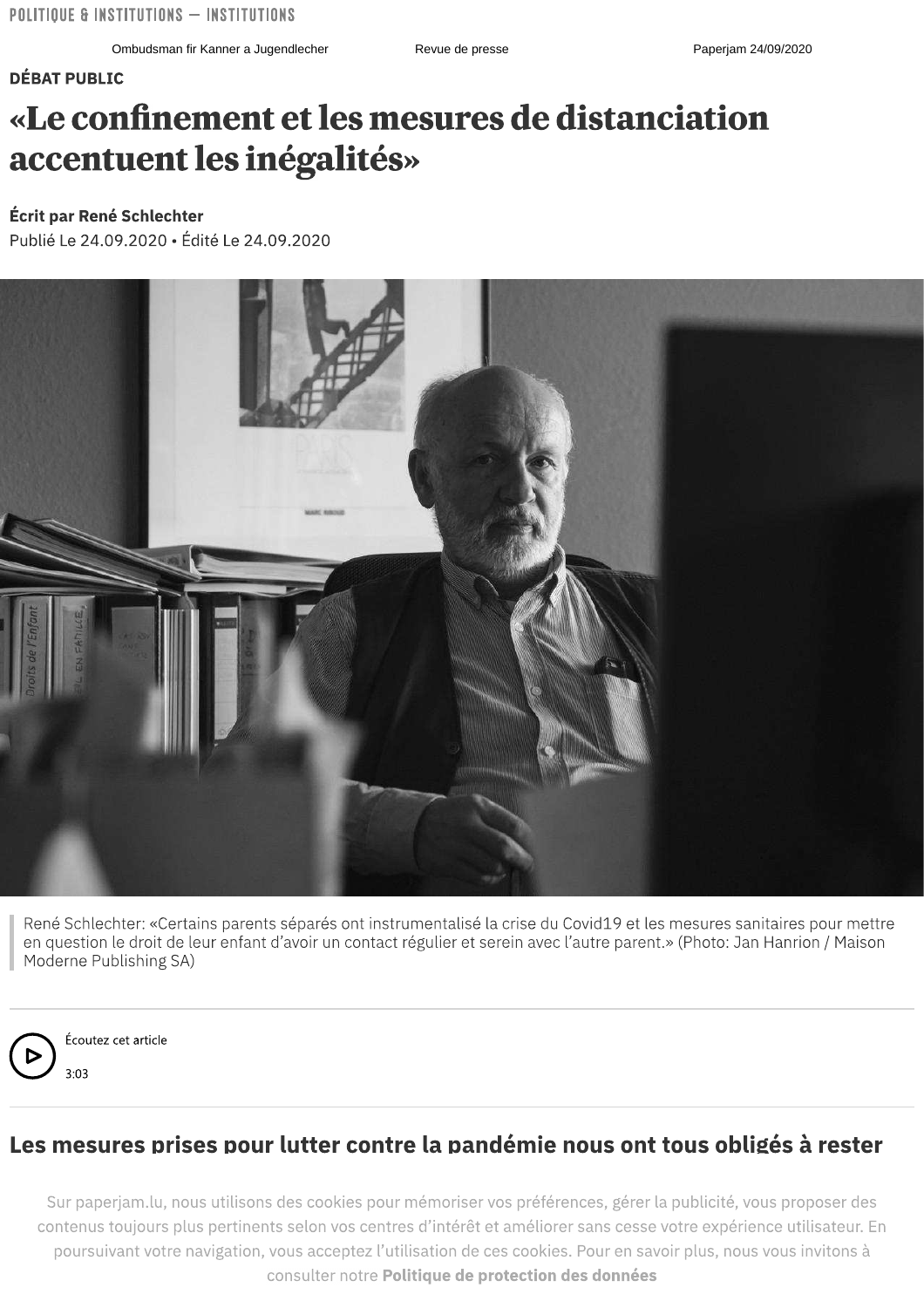POLITIQUE & INSTITUTIONS — INSTITUTIONS

Ombudsman fir Kanner a Jugendlecher · Revue de presse · Paperjam 24/09/2020

**DÉBAT PUBLIC**

# «Le confinement et les mesures de distanciation accentuent les inégalités»

**Écrit par René Schlechter**

Publié Le 24.09.2020 • Édité Le 24.09.2020

René Schlechter: «Certains parents séparés ont instrumentalisé la crise du Covid19 et les mesures sanitaires pour mettre en question le droit de leur enfant d'avoir un contact régulier et serein avec l'autre parent.» (Photo: Jan Hanrion / Maison Moderne Publishing SA)

Écoutez cet article

3:03

## Les mesures prises pour lutter contre la pandémie nous ont tous obligés à rester

Sur paperjam.lu, nous utilisons des cookies pour mémoriser vos préférences, gérer la publicité, vous proposer des contenus toujours plus pertinents selon vos centres d'intérêt et améliorer sans cesse votre expérience utilisateur. En poursuivant votre navigation, vous acceptez l'utilisation de ces cookies. Pour en savoir plus, nous vous invitons à consulter notre **Politique de protection des données**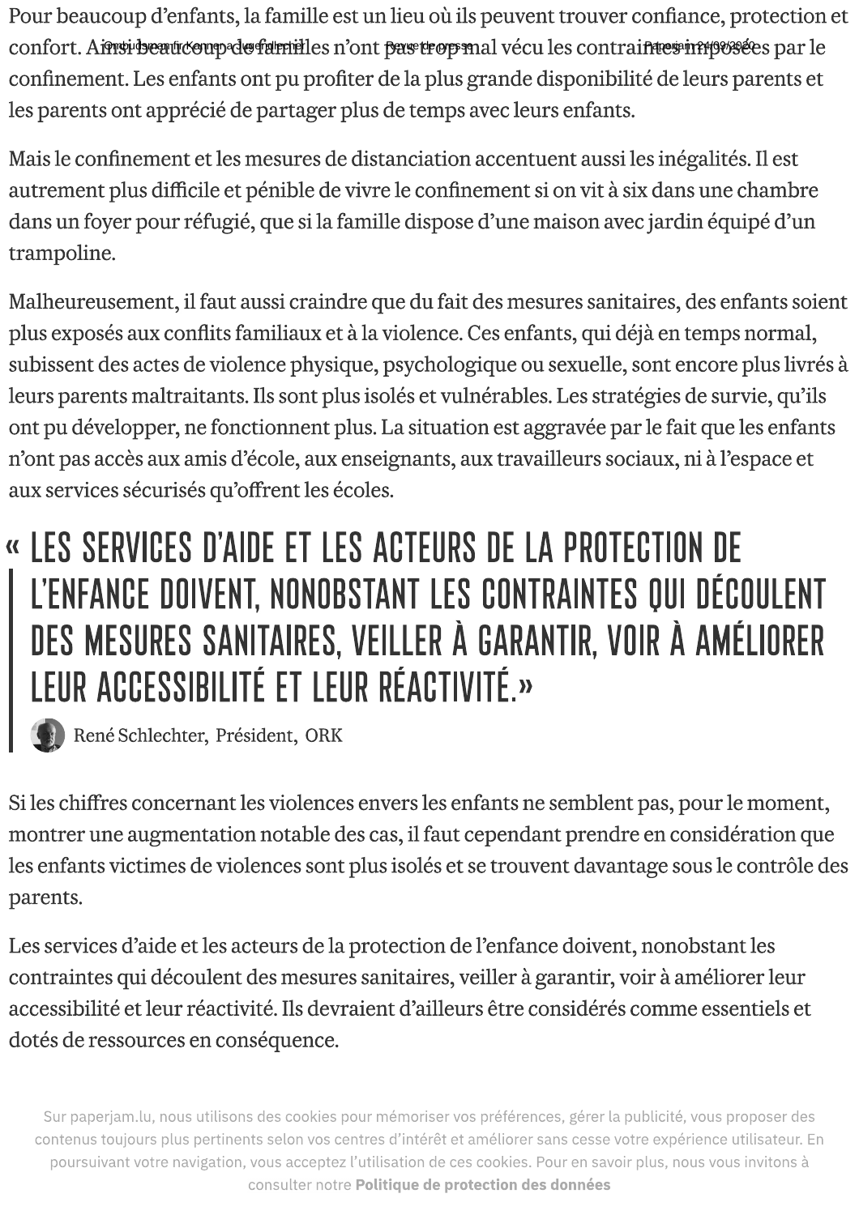Pour beaucoup d'enfants, la famille est un lieu où ils peuvent trouver confiance, protection et confort. Ainsi beaucoup de familles n'ont pas trop mal vécu les contraintes imposées par le confinement. Les enfants ont pu profiter de la plus grande disponibilité de leurs parents et les parents ont apprécié de partager plus de temps avec leurs enfants.

Mais le confinement et les mesures de distanciation accentuent aussi les inégalités. Il est autrement plus difficile et pénible de vivre le confinement si on vit à six dans une chambre dans un foyer pour réfugié, que si la famille dispose d'une maison avec jardin équipé d'un trampoline.

Malheureusement, il faut aussi craindre que du fait des mesures sanitaires, des enfants soient plus exposés aux conflits familiaux et à la violence. Ces enfants, qui déjà en temps normal, subissent des actes de violence physique, psychologique ou sexuelle, sont encore plus livrés à leurs parents maltraitants. Ils sont plus isolés et vulnérables. Les stratégies de survie, qu'ils ont pu développer, ne fonctionnent plus. La situation est aggravée par le fait que les enfants n'ont pas accès aux amis d'école, aux enseignants, aux travailleurs sociaux, ni à l'espace et aux services sécurisés qu'offrent les écoles.

> « LES SERVICES D'AIDE ET LES ACTEURS DE LA PROTECTION DE L'ENFANCE DOIVENT, NONOBSTANT LES CONTRAINTES QUI DÉCOULENT DES MESURES SANITAIRES, VEILLER À GARANTIR, VOIR À AMÉLIORER LEUR ACCESSIBILITÉ ET LEUR RÉACTIVITÉ.»
>
> René Schlechter, Président, ORK

Si les chiffres concernant les violences envers les enfants ne semblent pas, pour le moment, montrer une augmentation notable des cas, il faut cependant prendre en considération que les enfants victimes de violences sont plus isolés et se trouvent davantage sous le contrôle des parents.

Les services d'aide et les acteurs de la protection de l'enfance doivent, nonobstant les contraintes qui découlent des mesures sanitaires, veiller à garantir, voir à améliorer leur accessibilité et leur réactivité. Ils devraient d'ailleurs être considérés comme essentiels et dotés de ressources en conséquence.

Sur paperjam.lu, nous utilisons des cookies pour mémoriser vos préférences, gérer la publicité, vous proposer des contenus toujours plus pertinents selon vos centres d'intérêt et améliorer sans cesse votre expérience utilisateur. En poursuivant votre navigation, vous acceptez l'utilisation de ces cookies. Pour en savoir plus, nous vous invitons à consulter notre **Politique de protection des données**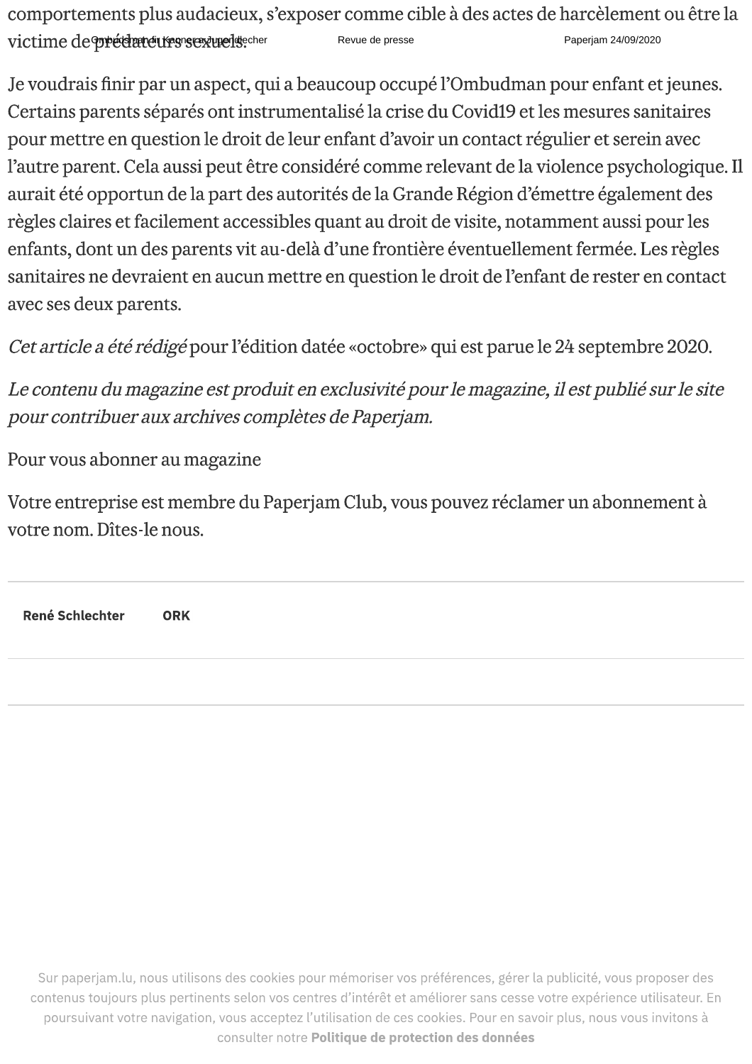comportements plus audacieux, s'exposer comme cible à des actes de harcèlement ou être la victime de prédateurs sexuels.

Je voudrais finir par un aspect, qui a beaucoup occupé l'Ombudman pour enfant et jeunes. Certains parents séparés ont instrumentalisé la crise du Covid19 et les mesures sanitaires pour mettre en question le droit de leur enfant d'avoir un contact régulier et serein avec l'autre parent. Cela aussi peut être considéré comme relevant de la violence psychologique. Il aurait été opportun de la part des autorités de la Grande Région d'émettre également des règles claires et facilement accessibles quant au droit de visite, notamment aussi pour les enfants, dont un des parents vit au-delà d'une frontière éventuellement fermée. Les règles sanitaires ne devraient en aucun mettre en question le droit de l'enfant de rester en contact avec ses deux parents.

*Cet article a été rédigé* pour l'édition datée «octobre» qui est parue le 24 septembre 2020.

*Le contenu du magazine est produit en exclusivité pour le magazine, il est publié sur le site pour contribuer aux archives complètes de Paperjam.*

Pour vous abonner au magazine

Votre entreprise est membre du Paperjam Club, vous pouvez réclamer un abonnement à votre nom. Dîtes-le nous.

**René Schlechter** **ORK**

Sur paperjam.lu, nous utilisons des cookies pour mémoriser vos préférences, gérer la publicité, vous proposer des contenus toujours plus pertinents selon vos centres d'intérêt et améliorer sans cesse votre expérience utilisateur. En poursuivant votre navigation, vous acceptez l'utilisation de ces cookies. Pour en savoir plus, nous vous invitons à consulter notre **Politique de protection des données**